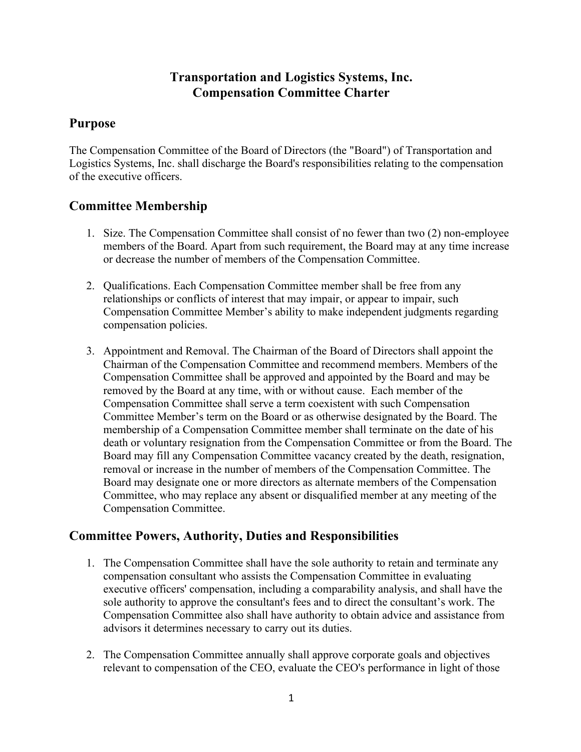# Transportation and Logistics Systems, Inc.
# Compensation Committee Charter

## Purpose

The Compensation Committee of the Board of Directors (the "Board") of Transportation and Logistics Systems, Inc. shall discharge the Board's responsibilities relating to the compensation of the executive officers.

## Committee Membership

1. Size. The Compensation Committee shall consist of no fewer than two (2) non-employee members of the Board. Apart from such requirement, the Board may at any time increase or decrease the number of members of the Compensation Committee.

2. Qualifications. Each Compensation Committee member shall be free from any relationships or conflicts of interest that may impair, or appear to impair, such Compensation Committee Member's ability to make independent judgments regarding compensation policies.

3. Appointment and Removal. The Chairman of the Board of Directors shall appoint the Chairman of the Compensation Committee and recommend members. Members of the Compensation Committee shall be approved and appointed by the Board and may be removed by the Board at any time, with or without cause. Each member of the Compensation Committee shall serve a term coexistent with such Compensation Committee Member's term on the Board or as otherwise designated by the Board. The membership of a Compensation Committee member shall terminate on the date of his death or voluntary resignation from the Compensation Committee or from the Board. The Board may fill any Compensation Committee vacancy created by the death, resignation, removal or increase in the number of members of the Compensation Committee. The Board may designate one or more directors as alternate members of the Compensation Committee, who may replace any absent or disqualified member at any meeting of the Compensation Committee.

## Committee Powers, Authority, Duties and Responsibilities

1. The Compensation Committee shall have the sole authority to retain and terminate any compensation consultant who assists the Compensation Committee in evaluating executive officers' compensation, including a comparability analysis, and shall have the sole authority to approve the consultant's fees and to direct the consultant's work. The Compensation Committee also shall have authority to obtain advice and assistance from advisors it determines necessary to carry out its duties.

2. The Compensation Committee annually shall approve corporate goals and objectives relevant to compensation of the CEO, evaluate the CEO's performance in light of those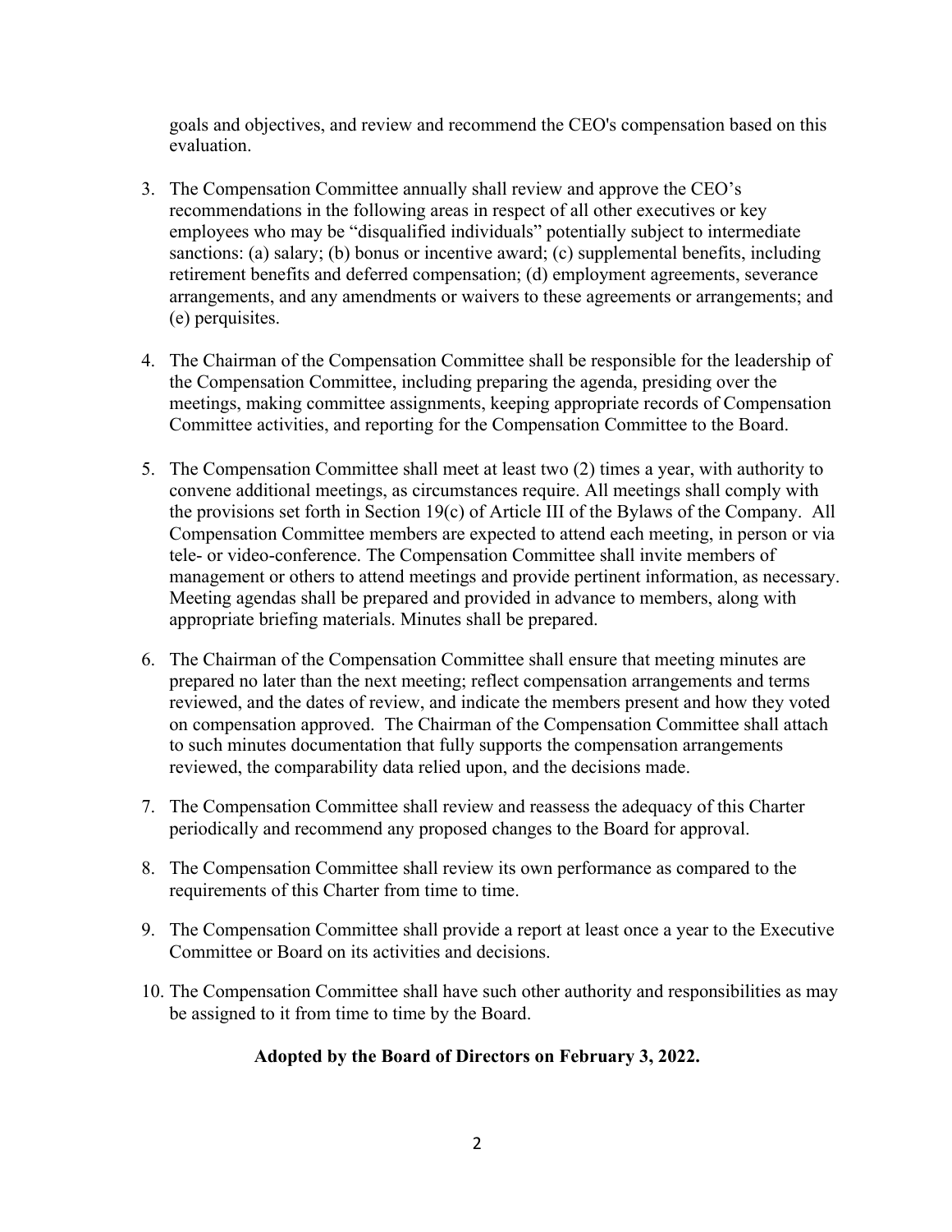goals and objectives, and review and recommend the CEO's compensation based on this evaluation.

3. The Compensation Committee annually shall review and approve the CEO's recommendations in the following areas in respect of all other executives or key employees who may be "disqualified individuals" potentially subject to intermediate sanctions: (a) salary; (b) bonus or incentive award; (c) supplemental benefits, including retirement benefits and deferred compensation; (d) employment agreements, severance arrangements, and any amendments or waivers to these agreements or arrangements; and (e) perquisites.

4. The Chairman of the Compensation Committee shall be responsible for the leadership of the Compensation Committee, including preparing the agenda, presiding over the meetings, making committee assignments, keeping appropriate records of Compensation Committee activities, and reporting for the Compensation Committee to the Board.

5. The Compensation Committee shall meet at least two (2) times a year, with authority to convene additional meetings, as circumstances require. All meetings shall comply with the provisions set forth in Section 19(c) of Article III of the Bylaws of the Company. All Compensation Committee members are expected to attend each meeting, in person or via tele- or video-conference. The Compensation Committee shall invite members of management or others to attend meetings and provide pertinent information, as necessary. Meeting agendas shall be prepared and provided in advance to members, along with appropriate briefing materials. Minutes shall be prepared.

6. The Chairman of the Compensation Committee shall ensure that meeting minutes are prepared no later than the next meeting; reflect compensation arrangements and terms reviewed, and the dates of review, and indicate the members present and how they voted on compensation approved. The Chairman of the Compensation Committee shall attach to such minutes documentation that fully supports the compensation arrangements reviewed, the comparability data relied upon, and the decisions made.

7. The Compensation Committee shall review and reassess the adequacy of this Charter periodically and recommend any proposed changes to the Board for approval.

8. The Compensation Committee shall review its own performance as compared to the requirements of this Charter from time to time.

9. The Compensation Committee shall provide a report at least once a year to the Executive Committee or Board on its activities and decisions.

10. The Compensation Committee shall have such other authority and responsibilities as may be assigned to it from time to time by the Board.

**Adopted by the Board of Directors on February 3, 2022.**